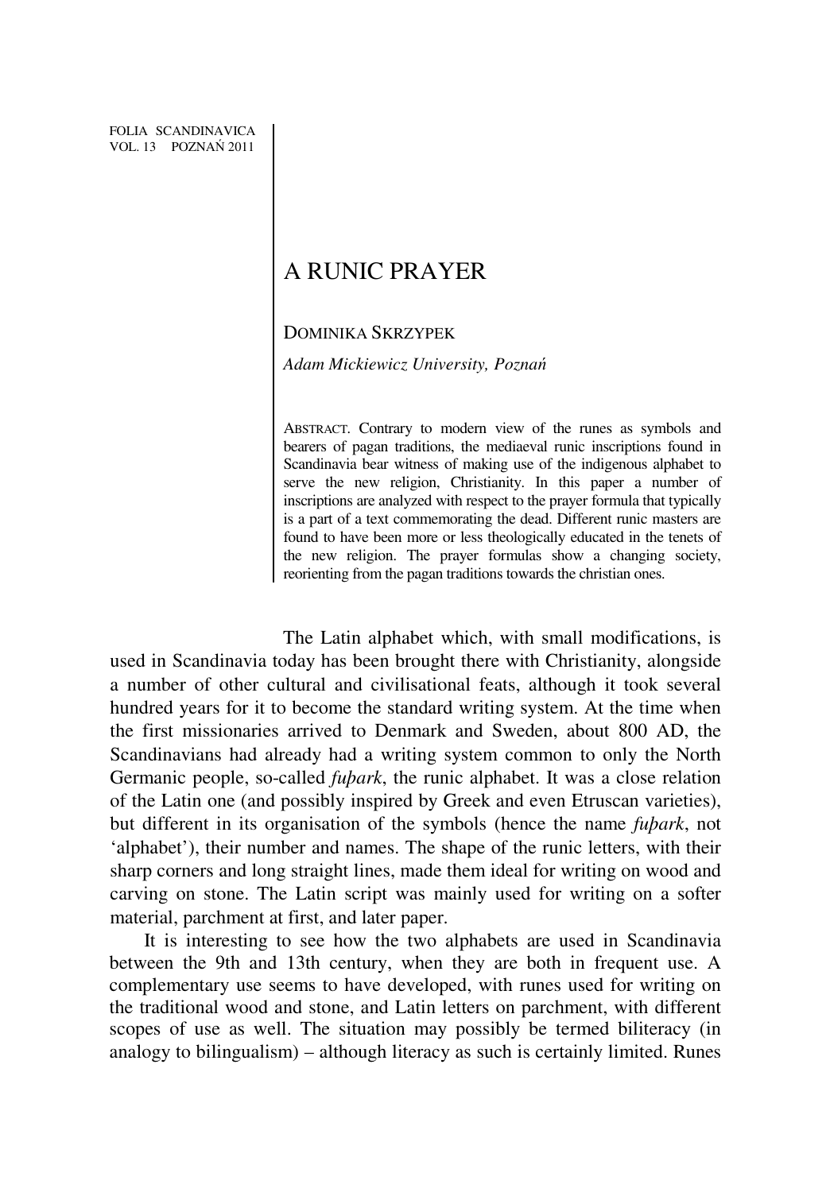FOLIA SCANDINAVICA
VOL. 13 POZNAŃ 2011

# A RUNIC PRAYER

DOMINIKA SKRZYPEK

*Adam Mickiewicz University, Poznań*

ABSTRACT. Contrary to modern view of the runes as symbols and bearers of pagan traditions, the mediaeval runic inscriptions found in Scandinavia bear witness of making use of the indigenous alphabet to serve the new religion, Christianity. In this paper a number of inscriptions are analyzed with respect to the prayer formula that typically is a part of a text commemorating the dead. Different runic masters are found to have been more or less theologically educated in the tenets of the new religion. The prayer formulas show a changing society, reorienting from the pagan traditions towards the christian ones.

The Latin alphabet which, with small modifications, is used in Scandinavia today has been brought there with Christianity, alongside a number of other cultural and civilisational feats, although it took several hundred years for it to become the standard writing system. At the time when the first missionaries arrived to Denmark and Sweden, about 800 AD, the Scandinavians had already had a writing system common to only the North Germanic people, so-called *fuþark*, the runic alphabet. It was a close relation of the Latin one (and possibly inspired by Greek and even Etruscan varieties), but different in its organisation of the symbols (hence the name *fuþark*, not 'alphabet'), their number and names. The shape of the runic letters, with their sharp corners and long straight lines, made them ideal for writing on wood and carving on stone. The Latin script was mainly used for writing on a softer material, parchment at first, and later paper.

It is interesting to see how the two alphabets are used in Scandinavia between the 9th and 13th century, when they are both in frequent use. A complementary use seems to have developed, with runes used for writing on the traditional wood and stone, and Latin letters on parchment, with different scopes of use as well. The situation may possibly be termed biliteracy (in analogy to bilingualism) – although literacy as such is certainly limited. Runes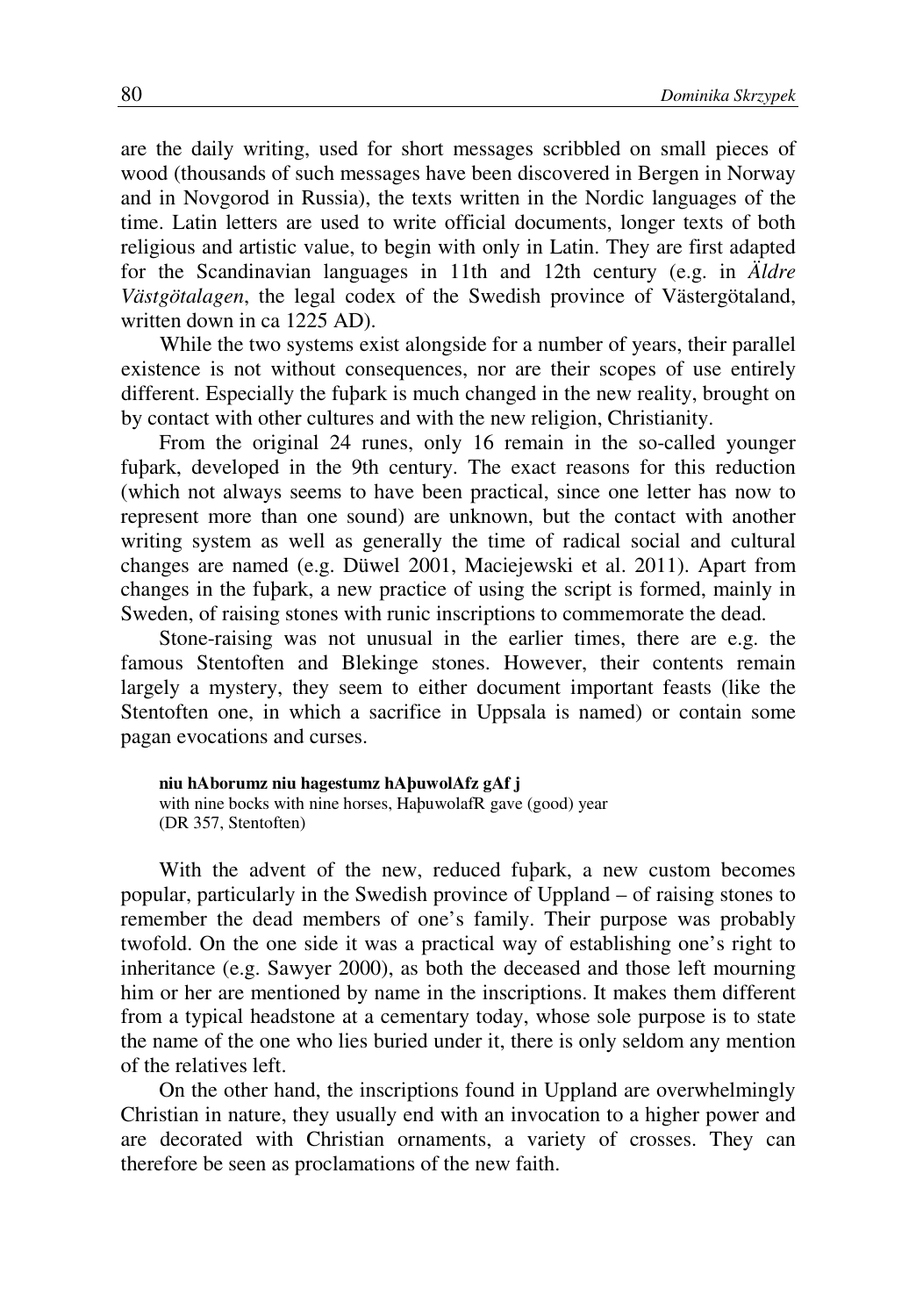are the daily writing, used for short messages scribbled on small pieces of wood (thousands of such messages have been discovered in Bergen in Norway and in Novgorod in Russia), the texts written in the Nordic languages of the time. Latin letters are used to write official documents, longer texts of both religious and artistic value, to begin with only in Latin. They are first adapted for the Scandinavian languages in 11th and 12th century (e.g. in *Äldre Västgötalagen*, the legal codex of the Swedish province of Västergötaland, written down in ca 1225 AD).

While the two systems exist alongside for a number of years, their parallel existence is not without consequences, nor are their scopes of use entirely different. Especially the fuþark is much changed in the new reality, brought on by contact with other cultures and with the new religion, Christianity.

From the original 24 runes, only 16 remain in the so-called younger fuþark, developed in the 9th century. The exact reasons for this reduction (which not always seems to have been practical, since one letter has now to represent more than one sound) are unknown, but the contact with another writing system as well as generally the time of radical social and cultural changes are named (e.g. Düwel 2001, Maciejewski et al. 2011). Apart from changes in the fuþark, a new practice of using the script is formed, mainly in Sweden, of raising stones with runic inscriptions to commemorate the dead.

Stone-raising was not unusual in the earlier times, there are e.g. the famous Stentoften and Blekinge stones. However, their contents remain largely a mystery, they seem to either document important feasts (like the Stentoften one, in which a sacrifice in Uppsala is named) or contain some pagan evocations and curses.

> **niu hAborumz niu hagestumz hAþuwolAfz gAf j**
> with nine bocks with nine horses, HaþuwolafR gave (good) year
> (DR 357, Stentoften)

With the advent of the new, reduced fuþark, a new custom becomes popular, particularly in the Swedish province of Uppland – of raising stones to remember the dead members of one's family. Their purpose was probably twofold. On the one side it was a practical way of establishing one's right to inheritance (e.g. Sawyer 2000), as both the deceased and those left mourning him or her are mentioned by name in the inscriptions. It makes them different from a typical headstone at a cementary today, whose sole purpose is to state the name of the one who lies buried under it, there is only seldom any mention of the relatives left.

On the other hand, the inscriptions found in Uppland are overwhelmingly Christian in nature, they usually end with an invocation to a higher power and are decorated with Christian ornaments, a variety of crosses. They can therefore be seen as proclamations of the new faith.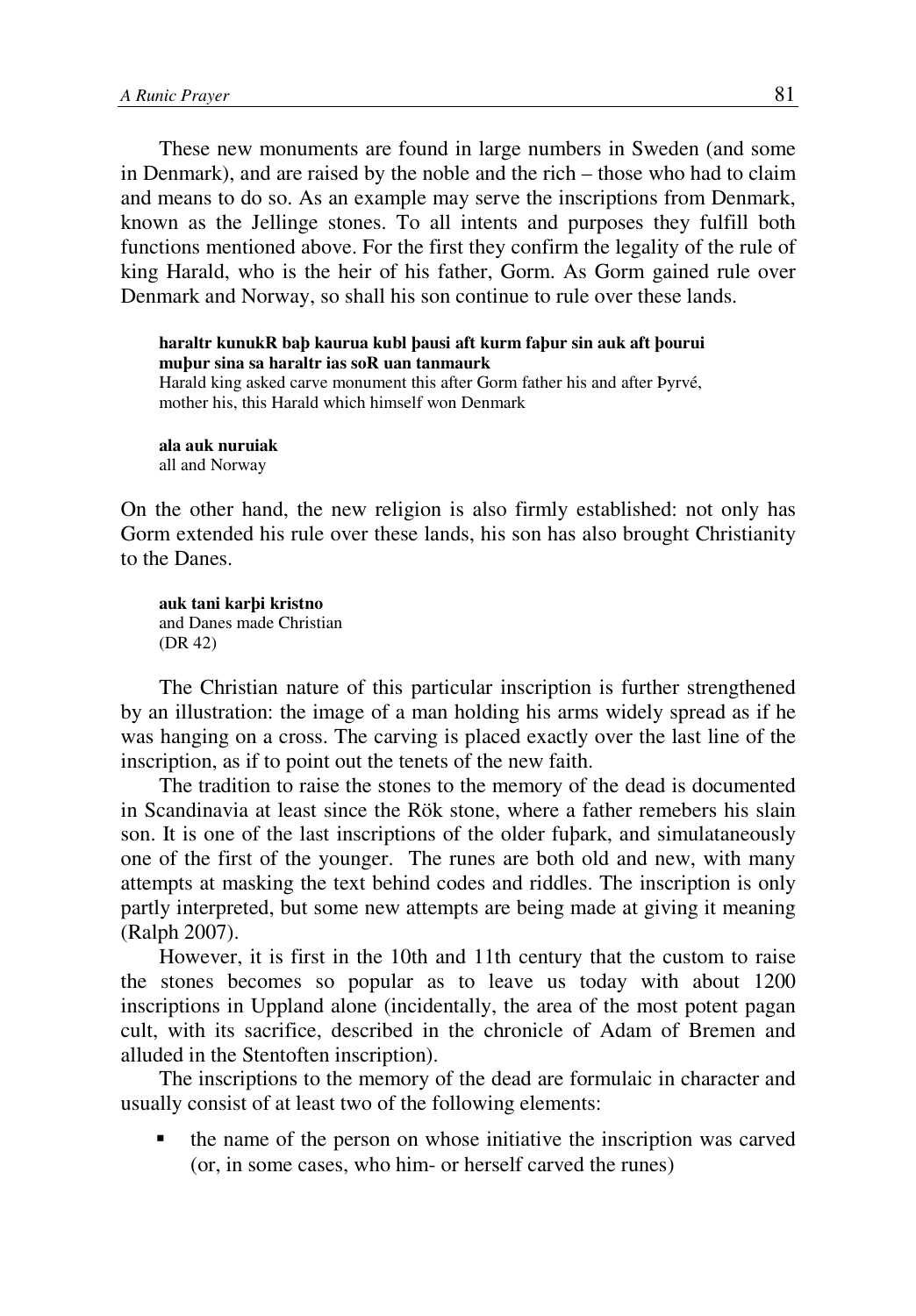These new monuments are found in large numbers in Sweden (and some in Denmark), and are raised by the noble and the rich – those who had to claim and means to do so. As an example may serve the inscriptions from Denmark, known as the Jellinge stones. To all intents and purposes they fulfill both functions mentioned above. For the first they confirm the legality of the rule of king Harald, who is the heir of his father, Gorm. As Gorm gained rule over Denmark and Norway, so shall his son continue to rule over these lands.

> **haraltr kunukR baþ kaurua kubl þausi aft kurm faþur sin auk aft þourui muþur sina sa haraltr ias soR uan tanmaurk**
> Harald king asked carve monument this after Gorm father his and after Þyrvé, mother his, this Harald which himself won Denmark
>
> **ala auk nuruiak**
> all and Norway

On the other hand, the new religion is also firmly established: not only has Gorm extended his rule over these lands, his son has also brought Christianity to the Danes.

> **auk tani karþi kristno**
> and Danes made Christian
> (DR 42)

The Christian nature of this particular inscription is further strengthened by an illustration: the image of a man holding his arms widely spread as if he was hanging on a cross. The carving is placed exactly over the last line of the inscription, as if to point out the tenets of the new faith.

The tradition to raise the stones to the memory of the dead is documented in Scandinavia at least since the Rök stone, where a father remebers his slain son. It is one of the last inscriptions of the older fuþark, and simulataneously one of the first of the younger. The runes are both old and new, with many attempts at masking the text behind codes and riddles. The inscription is only partly interpreted, but some new attempts are being made at giving it meaning (Ralph 2007).

However, it is first in the 10th and 11th century that the custom to raise the stones becomes so popular as to leave us today with about 1200 inscriptions in Uppland alone (incidentally, the area of the most potent pagan cult, with its sacrifice, described in the chronicle of Adam of Bremen and alluded in the Stentoften inscription).

The inscriptions to the memory of the dead are formulaic in character and usually consist of at least two of the following elements:

- the name of the person on whose initiative the inscription was carved (or, in some cases, who him- or herself carved the runes)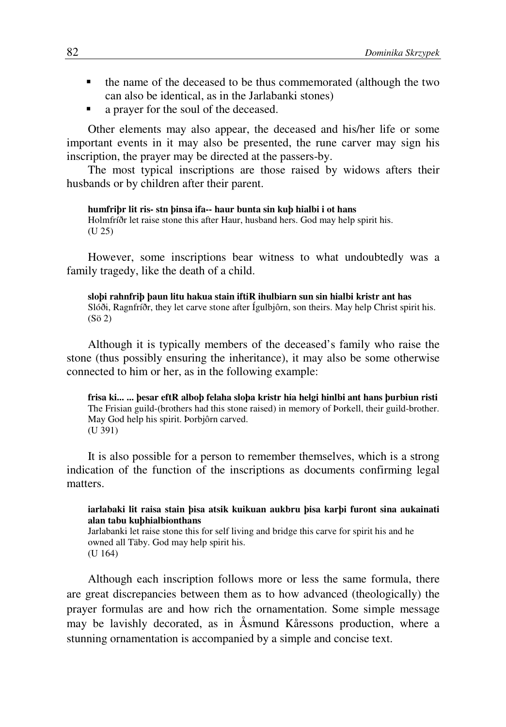- the name of the deceased to be thus commemorated (although the two can also be identical, as in the Jarlabanki stones)
- a prayer for the soul of the deceased.

Other elements may also appear, the deceased and his/her life or some important events in it may also be presented, the rune carver may sign his inscription, the prayer may be directed at the passers-by.

The most typical inscriptions are those raised by widows afters their husbands or by children after their parent.

**humfriþr lit ris- stn þinsa ifa-- haur bunta sin kuþ hialbi i ot hans**
Holmfríðr let raise stone this after Haur, husband hers. God may help spirit his.
(U 25)

However, some inscriptions bear witness to what undoubtedly was a family tragedy, like the death of a child.

**sloþi rahnfriþ þaun litu hakua stain iftiR ihulbiarn sun sin hialbi kristr ant has**
Slóði, Ragnfríðr, they let carve stone after Ígulbjôrn, son theirs. May help Christ spirit his.
(Sö 2)

Although it is typically members of the deceased's family who raise the stone (thus possibly ensuring the inheritance), it may also be some otherwise connected to him or her, as in the following example:

**frisa ki... ... þesar eftR alboþ felaha sloþa kristr hia helgi hinlbi ant hans þurbiun risti**
The Frisian guild-(brothers had this stone raised) in memory of Þorkell, their guild-brother. May God help his spirit. Þorbjôrn carved.
(U 391)

It is also possible for a person to remember themselves, which is a strong indication of the function of the inscriptions as documents confirming legal matters.

**iarlabaki lit raisa stain þisa atsik kuikuan aukbru þisa karþi furont sina aukainati alan tabu kuþhialbionthans**
Jarlabanki let raise stone this for self living and bridge this carve for spirit his and he owned all Täby. God may help spirit his.
(U 164)

Although each inscription follows more or less the same formula, there are great discrepancies between them as to how advanced (theologically) the prayer formulas are and how rich the ornamentation. Some simple message may be lavishly decorated, as in Åsmund Kåressons production, where a stunning ornamentation is accompanied by a simple and concise text.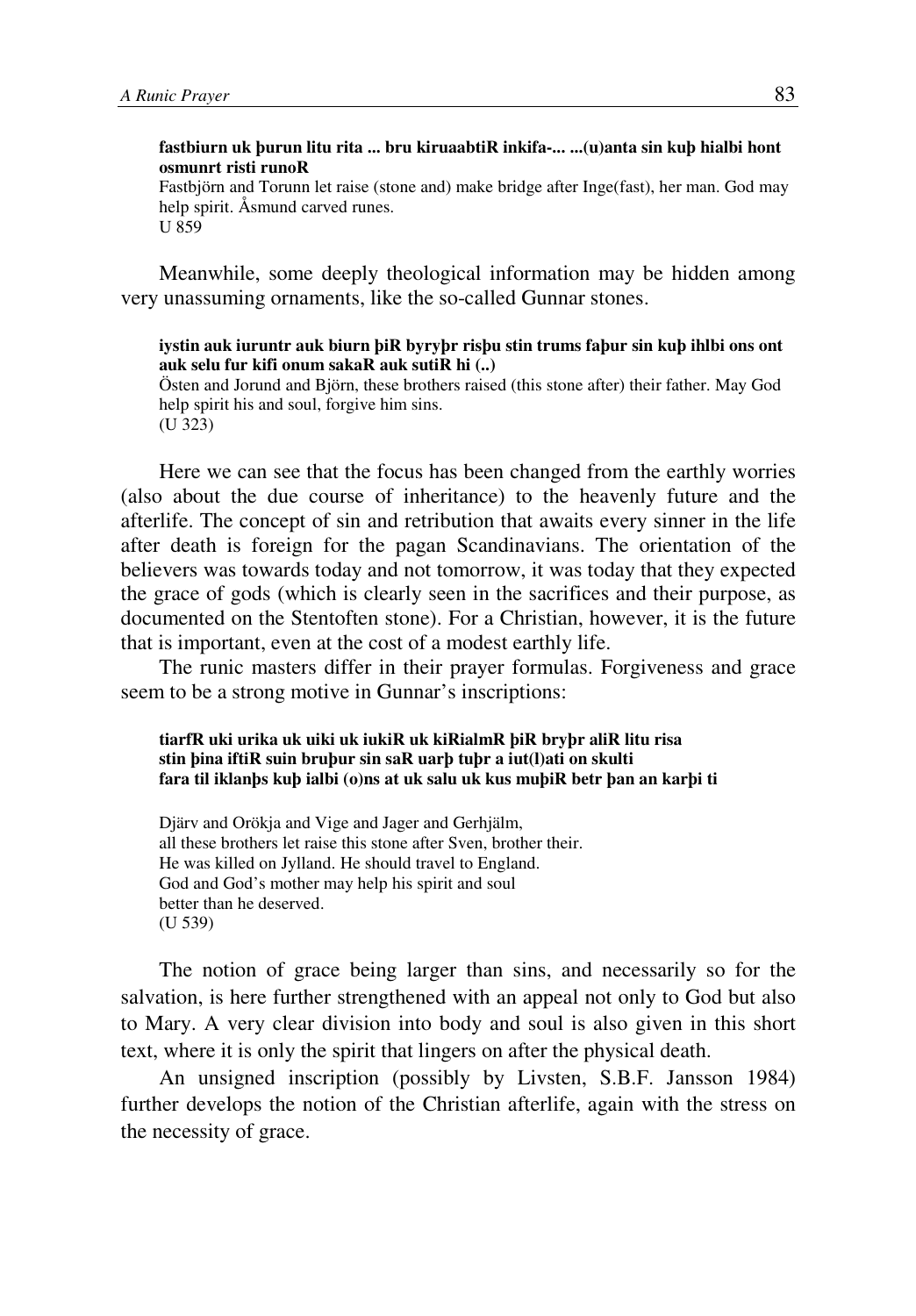**fastbiurn uk þurun litu rita ... bru kiruaabtiR inkifa-... ...(u)anta sin kuþ hialbi hont osmunrt risti runoR**
Fastbjörn and Torunn let raise (stone and) make bridge after Inge(fast), her man. God may help spirit. Åsmund carved runes.
U 859

Meanwhile, some deeply theological information may be hidden among very unassuming ornaments, like the so-called Gunnar stones.

**iystin auk iuruntr auk biurn þiR byryþr risþu stin trums faþur sin kuþ ihlbi ons ont auk selu fur kifi onum sakaR auk sutiR hi (..)**
Östen and Jorund and Björn, these brothers raised (this stone after) their father. May God help spirit his and soul, forgive him sins.
(U 323)

Here we can see that the focus has been changed from the earthly worries (also about the due course of inheritance) to the heavenly future and the afterlife. The concept of sin and retribution that awaits every sinner in the life after death is foreign for the pagan Scandinavians. The orientation of the believers was towards today and not tomorrow, it was today that they expected the grace of gods (which is clearly seen in the sacrifices and their purpose, as documented on the Stentoften stone). For a Christian, however, it is the future that is important, even at the cost of a modest earthly life.

The runic masters differ in their prayer formulas. Forgiveness and grace seem to be a strong motive in Gunnar's inscriptions:

**tiarfR uki urika uk uiki uk iukiR uk kiRialmR þiR bryþr aliR litu risa**
**stin þina iftiR suin bruþur sin saR uarþ tuþr a iut(l)ati on skulti**
**fara til iklanþs kuþ ialbi (o)ns at uk salu uk kus muþiR betr þan an karþi ti**

Djärv and Orökja and Vige and Jager and Gerhjälm,
all these brothers let raise this stone after Sven, brother their.
He was killed on Jylland. He should travel to England.
God and God's mother may help his spirit and soul
better than he deserved.
(U 539)

The notion of grace being larger than sins, and necessarily so for the salvation, is here further strengthened with an appeal not only to God but also to Mary. A very clear division into body and soul is also given in this short text, where it is only the spirit that lingers on after the physical death.

An unsigned inscription (possibly by Livsten, S.B.F. Jansson 1984) further develops the notion of the Christian afterlife, again with the stress on the necessity of grace.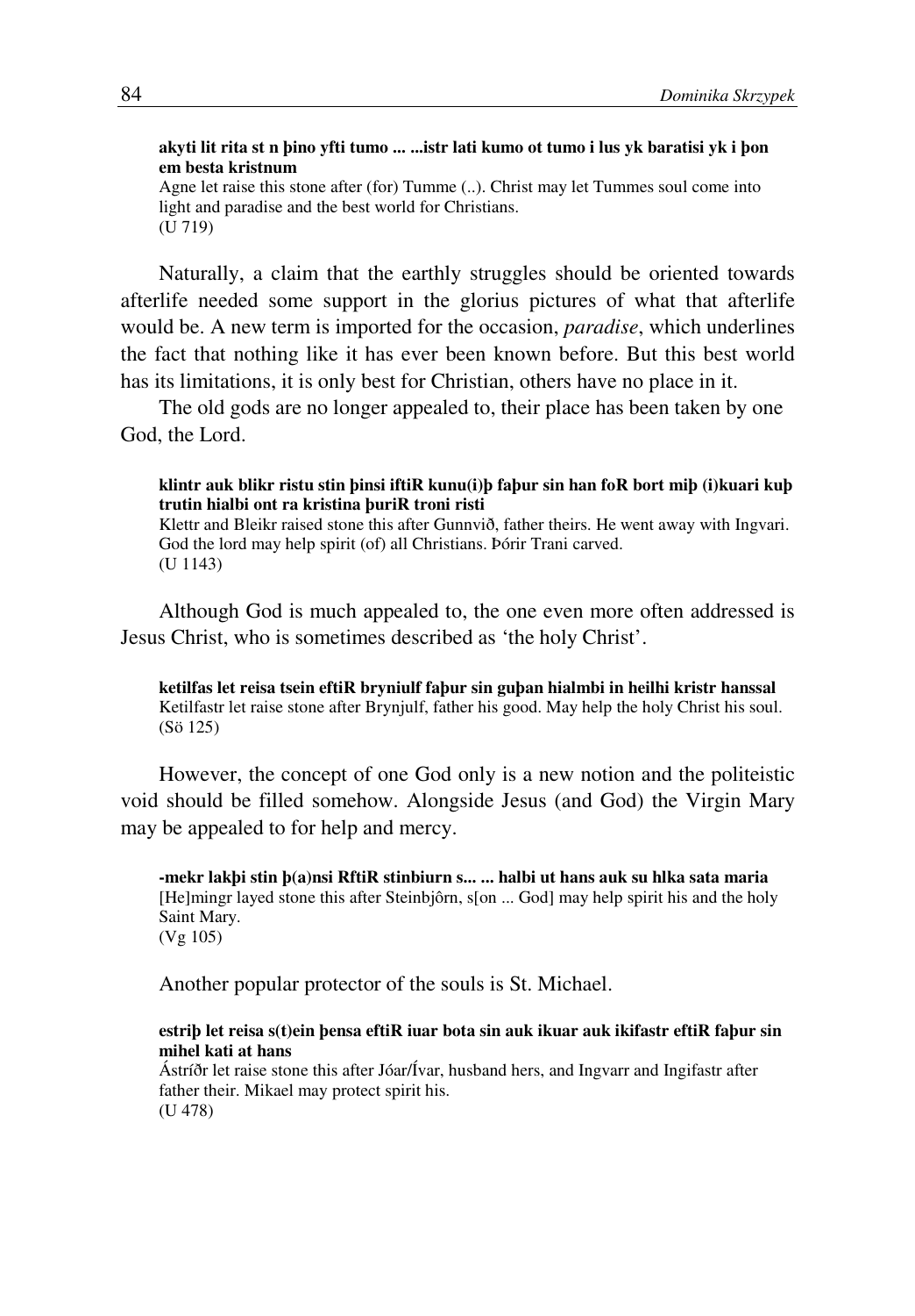**akyti lit rita st n þino yfti tumo ... ...istr lati kumo ot tumo i lus yk baratisi yk i þon em besta kristnum**
Agne let raise this stone after (for) Tumme (..). Christ may let Tummes soul come into light and paradise and the best world for Christians.
(U 719)

Naturally, a claim that the earthly struggles should be oriented towards afterlife needed some support in the glorius pictures of what that afterlife would be. A new term is imported for the occasion, *paradise*, which underlines the fact that nothing like it has ever been known before. But this best world has its limitations, it is only best for Christian, others have no place in it.

The old gods are no longer appealed to, their place has been taken by one God, the Lord.

**klintr auk blikr ristu stin þinsi iftiR kunu(i)þ faþur sin han foR bort miþ (i)kuari kuþ trutin hialbi ont ra kristina þuriR troni risti**
Klettr and Bleikr raised stone this after Gunnvið, father theirs. He went away with Ingvari. God the lord may help spirit (of) all Christians. Þórir Trani carved.
(U 1143)

Although God is much appealed to, the one even more often addressed is Jesus Christ, who is sometimes described as 'the holy Christ'.

**ketilfas let reisa tsein eftiR bryniulf faþur sin guþan hialmbi in heilhi kristr hanssal**
Ketilfastr let raise stone after Brynjulf, father his good. May help the holy Christ his soul.
(Sö 125)

However, the concept of one God only is a new notion and the politeistic void should be filled somehow. Alongside Jesus (and God) the Virgin Mary may be appealed to for help and mercy.

**-mekr lakþi stin þ(a)nsi RftiR stinbiurn s... ... halbi ut hans auk su hlka sata maria**
[He]mingr layed stone this after Steinbjôrn, s[on ... God] may help spirit his and the holy Saint Mary.
(Vg 105)

Another popular protector of the souls is St. Michael.

**estriþ let reisa s(t)ein þensa eftiR iuar bota sin auk ikuar auk ikifastr eftiR faþur sin mihel kati at hans**
Ástríðr let raise stone this after Jóar/Ívar, husband hers, and Ingvarr and Ingifastr after father their. Mikael may protect spirit his.
(U 478)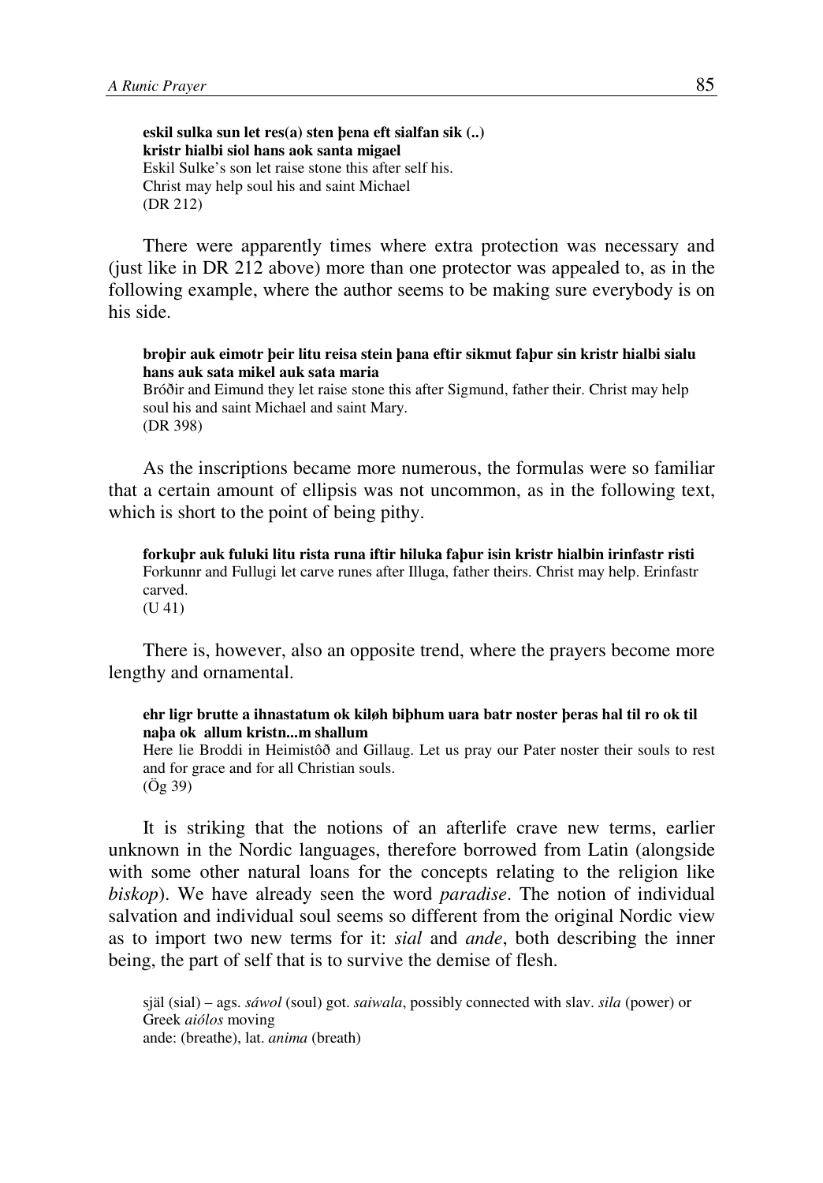**eskil sulka sun let res(a) sten þena eft sialfan sik (..)**
**kristr hialbi siol hans aok santa migael**
Eskil Sulke's son let raise stone this after self his.
Christ may help soul his and saint Michael
(DR 212)

There were apparently times where extra protection was necessary and (just like in DR 212 above) more than one protector was appealed to, as in the following example, where the author seems to be making sure everybody is on his side.

**broþir auk eimotr þeir litu reisa stein þana eftir sikmut faþur sin kristr hialbi sialu hans auk sata mikel auk sata maria**
Bróðir and Eimund they let raise stone this after Sigmund, father their. Christ may help soul his and saint Michael and saint Mary.
(DR 398)

As the inscriptions became more numerous, the formulas were so familiar that a certain amount of ellipsis was not uncommon, as in the following text, which is short to the point of being pithy.

**forkuþr auk fuluki litu rista runa iftir hiluka faþur isin kristr hialbin irinfastr risti**
Forkunnr and Fullugi let carve runes after Illuga, father theirs. Christ may help. Erinfastr carved.
(U 41)

There is, however, also an opposite trend, where the prayers become more lengthy and ornamental.

**ehr ligr brutte a ihnastatum ok kiløh biþhum uara batr noster þeras hal til ro ok til naþa ok allum kristn...m shallum**
Here lie Broddi in Heimistôð and Gillaug. Let us pray our Pater noster their souls to rest and for grace and for all Christian souls.
(Ög 39)

It is striking that the notions of an afterlife crave new terms, earlier unknown in the Nordic languages, therefore borrowed from Latin (alongside with some other natural loans for the concepts relating to the religion like *biskop*). We have already seen the word *paradise*. The notion of individual salvation and individual soul seems so different from the original Nordic view as to import two new terms for it: *sial* and *ande*, both describing the inner being, the part of self that is to survive the demise of flesh.

själ (sial) – ags. *sáwol* (soul) got. *saiwala*, possibly connected with slav. *sila* (power) or Greek *aiólos* moving
ande: (breathe), lat. *anima* (breath)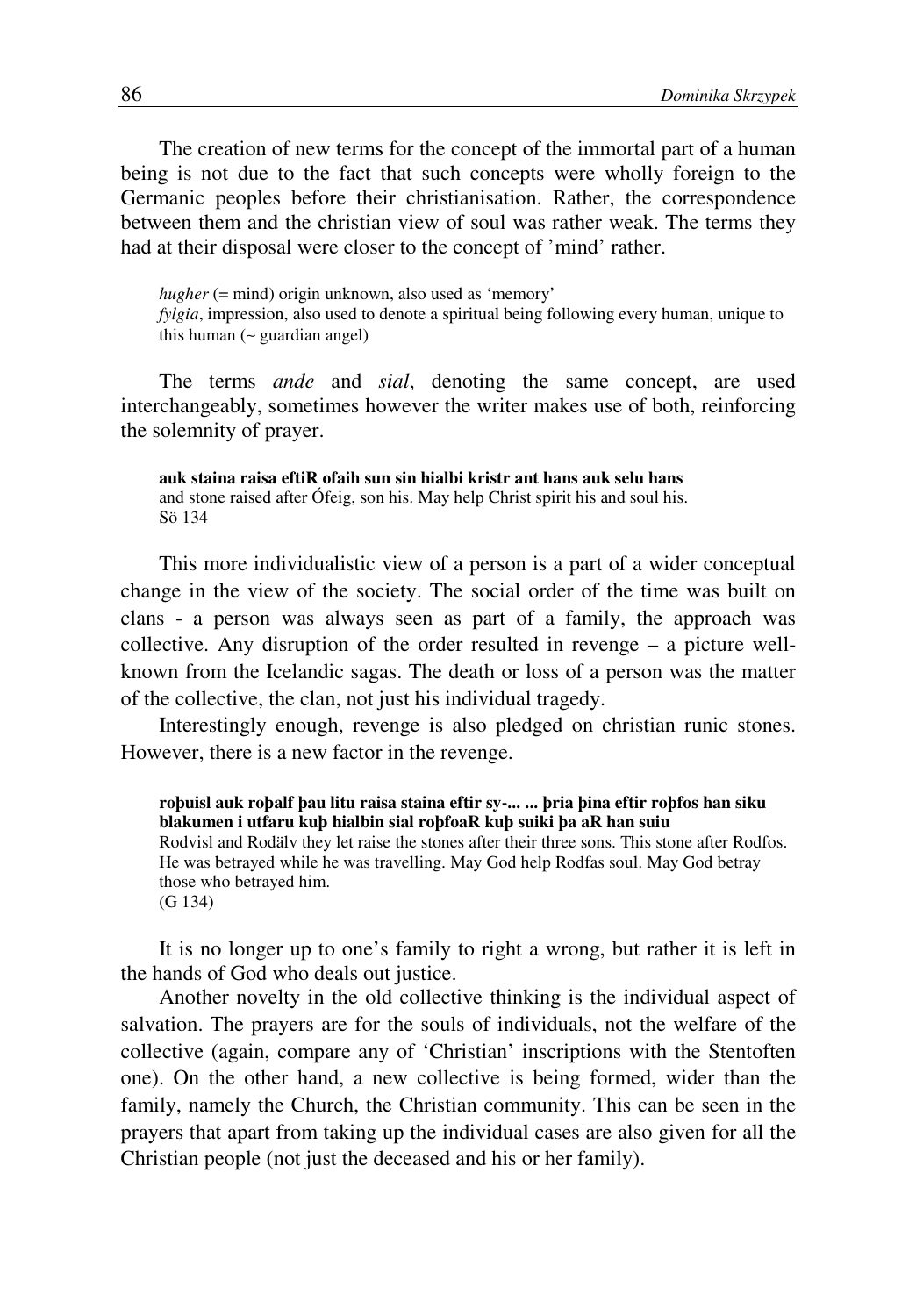The creation of new terms for the concept of the immortal part of a human being is not due to the fact that such concepts were wholly foreign to the Germanic peoples before their christianisation. Rather, the correspondence between them and the christian view of soul was rather weak. The terms they had at their disposal were closer to the concept of 'mind' rather.

> *hugher* (= mind) origin unknown, also used as 'memory'
> *fylgia*, impression, also used to denote a spiritual being following every human, unique to this human (~ guardian angel)

The terms *ande* and *sial*, denoting the same concept, are used interchangeably, sometimes however the writer makes use of both, reinforcing the solemnity of prayer.

> **auk staina raisa eftiR ofaih sun sin hialbi kristr ant hans auk selu hans**
> and stone raised after Ófeig, son his. May help Christ spirit his and soul his.
> Sö 134

This more individualistic view of a person is a part of a wider conceptual change in the view of the society. The social order of the time was built on clans - a person was always seen as part of a family, the approach was collective. Any disruption of the order resulted in revenge – a picture well-known from the Icelandic sagas. The death or loss of a person was the matter of the collective, the clan, not just his individual tragedy.

Interestingly enough, revenge is also pledged on christian runic stones. However, there is a new factor in the revenge.

> **roþuisl auk roþalf þau litu raisa staina eftir sy-... ... þria þina eftir roþfos han siku blakumen i utfaru kuþ hialbin sial roþfoaR kuþ suiki þa aR han suiu**
> Rodvisl and Rodälv they let raise the stones after their three sons. This stone after Rodfos. He was betrayed while he was travelling. May God help Rodfas soul. May God betray those who betrayed him.
> (G 134)

It is no longer up to one's family to right a wrong, but rather it is left in the hands of God who deals out justice.

Another novelty in the old collective thinking is the individual aspect of salvation. The prayers are for the souls of individuals, not the welfare of the collective (again, compare any of 'Christian' inscriptions with the Stentoften one). On the other hand, a new collective is being formed, wider than the family, namely the Church, the Christian community. This can be seen in the prayers that apart from taking up the individual cases are also given for all the Christian people (not just the deceased and his or her family).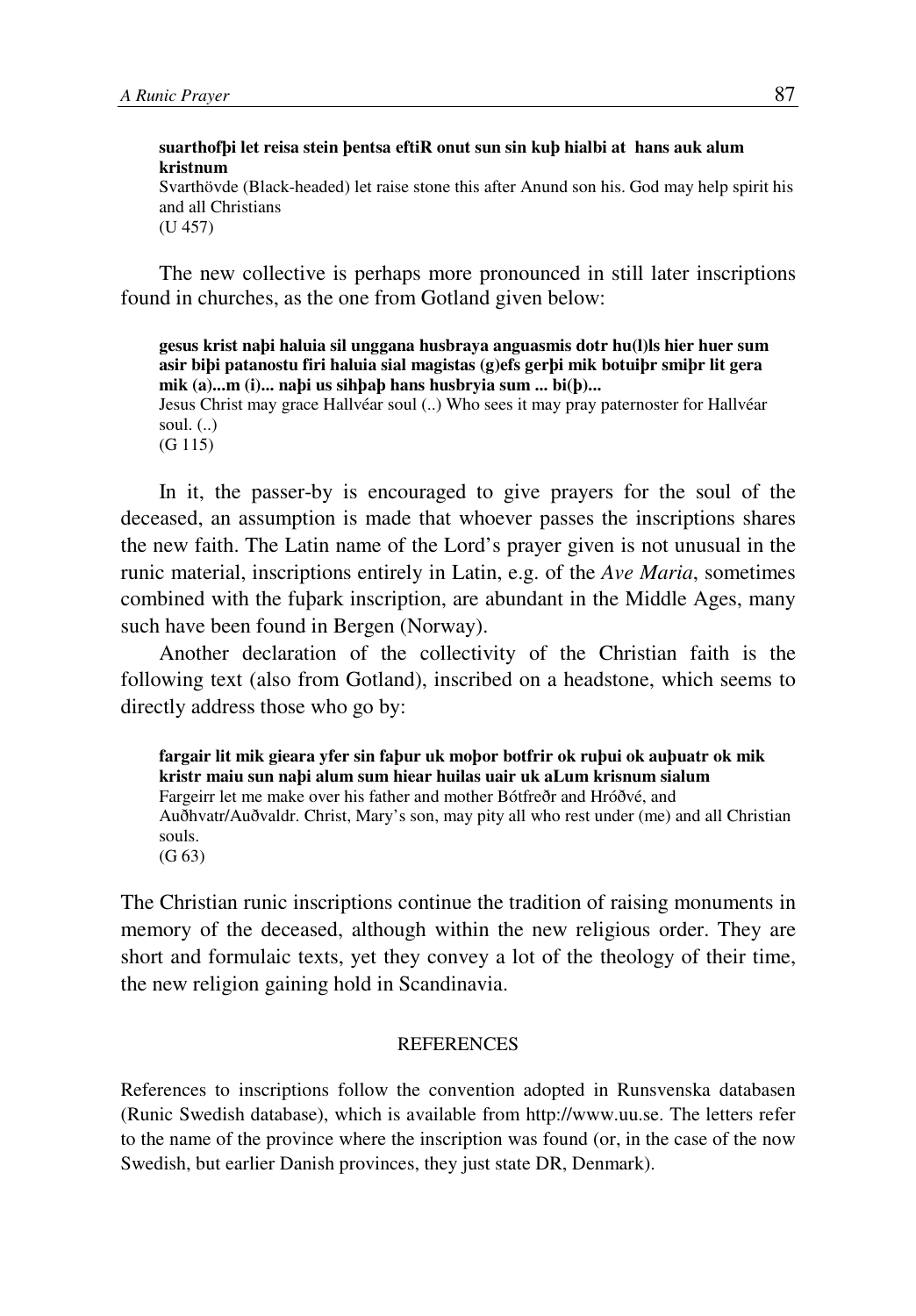**suarthofþi let reisa stein þentsa eftiR onut sun sin kuþ hialbi at hans auk alum kristnum**
Svarthövde (Black-headed) let raise stone this after Anund son his. God may help spirit his and all Christians
(U 457)

The new collective is perhaps more pronounced in still later inscriptions found in churches, as the one from Gotland given below:

**gesus krist naþi haluia sil unggana husbraya anguasmis dotr hu(l)ls hier huer sum asir biþi patanostu firi haluia sial magistas (g)efs gerþi mik botuiþr smiþr lit gera mik (a)...m (i)... naþi us sihþaþ hans husbryia sum ... bi(þ)...**
Jesus Christ may grace Hallvéar soul (..) Who sees it may pray paternoster for Hallvéar soul. (..)
(G 115)

In it, the passer-by is encouraged to give prayers for the soul of the deceased, an assumption is made that whoever passes the inscriptions shares the new faith. The Latin name of the Lord's prayer given is not unusual in the runic material, inscriptions entirely in Latin, e.g. of the *Ave Maria*, sometimes combined with the fuþark inscription, are abundant in the Middle Ages, many such have been found in Bergen (Norway).

Another declaration of the collectivity of the Christian faith is the following text (also from Gotland), inscribed on a headstone, which seems to directly address those who go by:

**fargair lit mik gieara yfer sin faþur uk moþor botfrir ok ruþui ok auþuatr ok mik kristr maiu sun naþi alum sum hiear huilas uair uk aLum krisnum sialum**
Fargeirr let me make over his father and mother Bótfreðr and Hróðvé, and Auðhvatr/Auðvaldr. Christ, Mary's son, may pity all who rest under (me) and all Christian souls.
(G 63)

The Christian runic inscriptions continue the tradition of raising monuments in memory of the deceased, although within the new religious order. They are short and formulaic texts, yet they convey a lot of the theology of their time, the new religion gaining hold in Scandinavia.

## REFERENCES

References to inscriptions follow the convention adopted in Runsvenska databasen (Runic Swedish database), which is available from http://www.uu.se. The letters refer to the name of the province where the inscription was found (or, in the case of the now Swedish, but earlier Danish provinces, they just state DR, Denmark).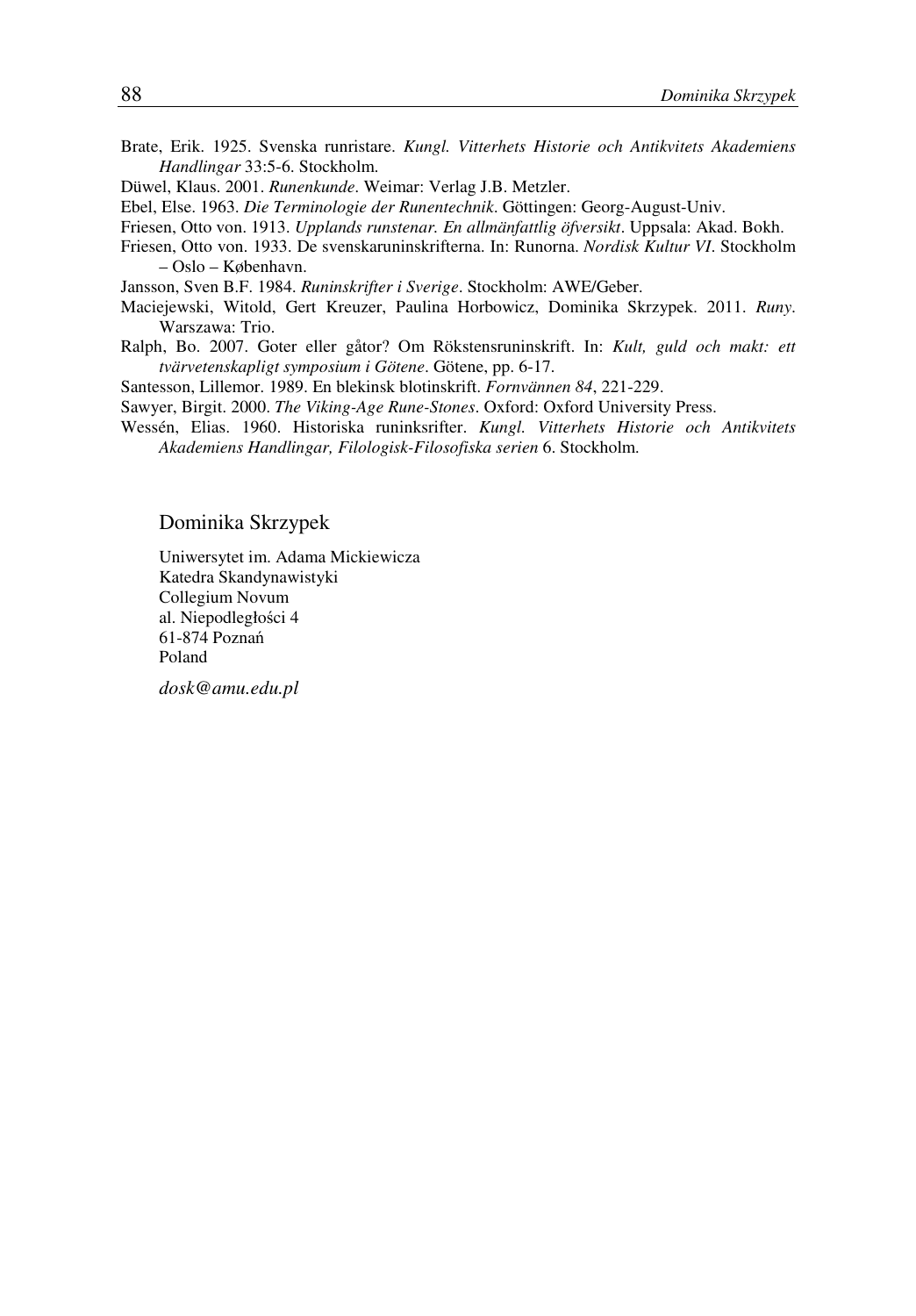Brate, Erik. 1925. Svenska runristare. *Kungl. Vitterhets Historie och Antikvitets Akademiens Handlingar* 33:5-6. Stockholm.

Düwel, Klaus. 2001. *Runenkunde*. Weimar: Verlag J.B. Metzler.

Ebel, Else. 1963. *Die Terminologie der Runentechnik*. Göttingen: Georg-August-Univ.

Friesen, Otto von. 1913. *Upplands runstenar. En allmänfattlig öfversikt*. Uppsala: Akad. Bokh.

Friesen, Otto von. 1933. De svenskaruninskrifterna. In: Runorna. *Nordisk Kultur VI*. Stockholm – Oslo – København.

Jansson, Sven B.F. 1984. *Runinskrifter i Sverige*. Stockholm: AWE/Geber.

Maciejewski, Witold, Gert Kreuzer, Paulina Horbowicz, Dominika Skrzypek. 2011. *Runy*. Warszawa: Trio.

Ralph, Bo. 2007. Goter eller gåtor? Om Rökstensruninskrift. In: *Kult, guld och makt: ett tvärvetenskapligt symposium i Götene*. Götene, pp. 6-17.

Santesson, Lillemor. 1989. En blekinsk blotinskrift. *Fornvännen 84*, 221-229.

Sawyer, Birgit. 2000. *The Viking-Age Rune-Stones*. Oxford: Oxford University Press.

Wessén, Elias. 1960. Historiska runinksrifter. *Kungl. Vitterhets Historie och Antikvitets Akademiens Handlingar, Filologisk-Filosofiska serien* 6. Stockholm.

Dominika Skrzypek

Uniwersytet im. Adama Mickiewicza  
Katedra Skandynawistyki  
Collegium Novum  
al. Niepodległości 4  
61-874 Poznań  
Poland

*dosk@amu.edu.pl*